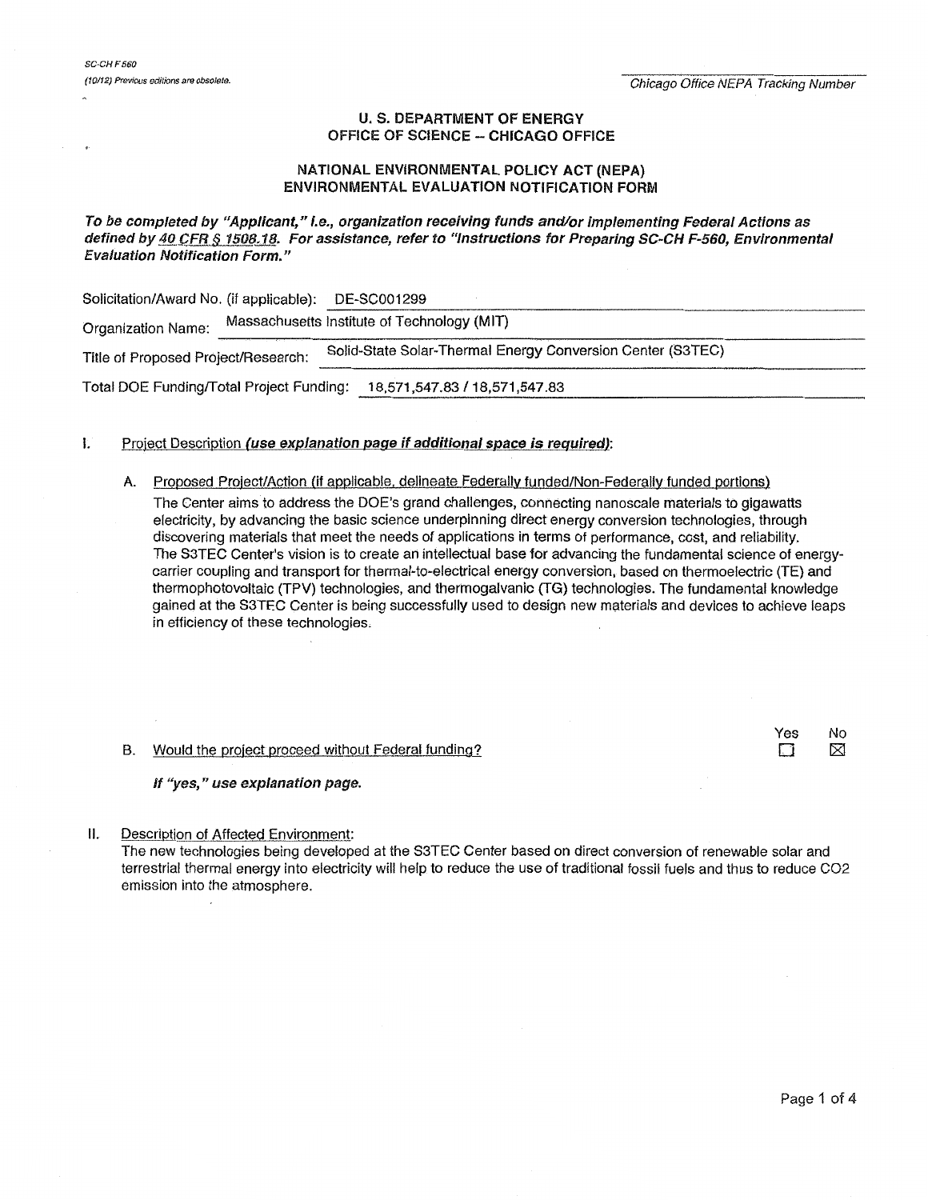SC-CH F 560

(10/12) Previous editions are obsolete.

Chicago Office NEPA Tracking Number

# U. S. DEPARTMENT OF ENERGY
# OFFICE OF SCIENCE – CHICAGO OFFICE

## NATIONAL ENVIRONMENTAL POLICY ACT (NEPA) ENVIRONMENTAL EVALUATION NOTIFICATION FORM

***To be completed by "Applicant," i.e., organization receiving funds and/or implementing Federal Actions as defined by 40 CFR § 1508.18. For assistance, refer to "Instructions for Preparing SC-CH F-560, Environmental Evaluation Notification Form."***

Solicitation/Award No. (if applicable): DE-SC001299

Organization Name: Massachusetts Institute of Technology (MIT)

Title of Proposed Project/Research: Solid-State Solar-Thermal Energy Conversion Center (S3TEC)

Total DOE Funding/Total Project Funding: 18,571,547.83 / 18,571,547.83

I. Project Description ***(use explanation page if additional space is required)***:

A. Proposed Project/Action (if applicable, delineate Federally funded/Non-Federally funded portions)

The Center aims to address the DOE's grand challenges, connecting nanoscale materials to gigawatts electricity, by advancing the basic science underpinning direct energy conversion technologies, through discovering materials that meet the needs of applications in terms of performance, cost, and reliability. The S3TEC Center's vision is to create an intellectual base for advancing the fundamental science of energy-carrier coupling and transport for thermal-to-electrical energy conversion, based on thermoelectric (TE) and thermophotovoltaic (TPV) technologies, and thermogalvanic (TG) technologies. The fundamental knowledge gained at the S3TEC Center is being successfully used to design new materials and devices to achieve leaps in efficiency of these technologies.

B. Would the project proceed without Federal funding? Yes ☐ No ☒

***If "yes," use explanation page.***

II. Description of Affected Environment:

The new technologies being developed at the S3TEC Center based on direct conversion of renewable solar and terrestrial thermal energy into electricity will help to reduce the use of traditional fossil fuels and thus to reduce $CO_2$ emission into the atmosphere.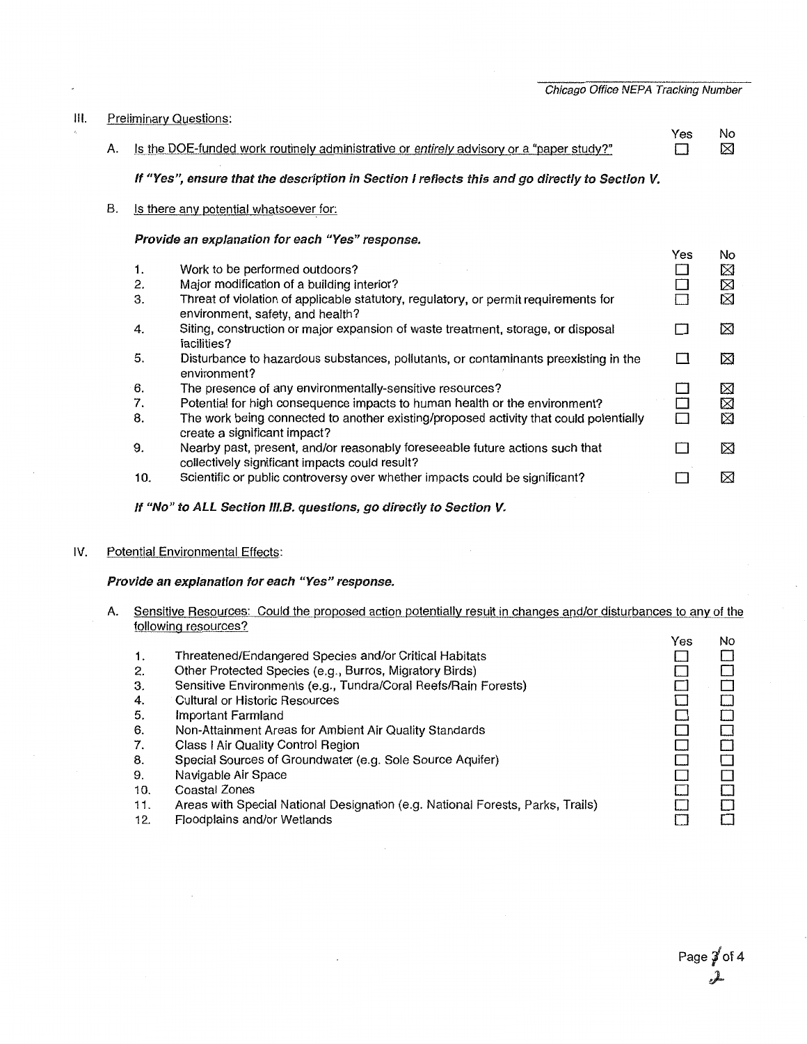Chicago Office NEPA Tracking Number

## III. Preliminary Questions:

| | | Yes | No |
|---|---|---|---|
| A. | Is the DOE-funded work routinely administrative or *entirely* advisory or a "paper study?" | ☐ | ☒ |

***If "Yes", ensure that the description in Section I reflects this and go directly to Section V.***

B. Is there any potential whatsoever for:

***Provide an explanation for each "Yes" response.***

| | | Yes | No |
|---|---|---|---|
| 1. | Work to be performed outdoors? | ☐ | ☒ |
| 2. | Major modification of a building interior? | ☐ | ☒ |
| 3. | Threat of violation of applicable statutory, regulatory, or permit requirements for environment, safety, and health? | ☐ | ☒ |
| 4. | Siting, construction or major expansion of waste treatment, storage, or disposal facilities? | ☐ | ☒ |
| 5. | Disturbance to hazardous substances, pollutants, or contaminants preexisting in the environment? | ☐ | ☒ |
| 6. | The presence of any environmentally-sensitive resources? | ☐ | ☒ |
| 7. | Potential for high consequence impacts to human health or the environment? | ☐ | ☒ |
| 8. | The work being connected to another existing/proposed activity that could potentially create a significant impact? | ☐ | ☒ |
| 9. | Nearby past, present, and/or reasonably foreseeable future actions such that collectively significant impacts could result? | ☐ | ☒ |
| 10. | Scientific or public controversy over whether impacts could be significant? | ☐ | ☒ |

***If "No" to ALL Section III.B. questions, go directly to Section V.***

## IV. Potential Environmental Effects:

***Provide an explanation for each "Yes" response.***

A. Sensitive Resources: Could the proposed action potentially result in changes and/or disturbances to any of the following resources?

| | | Yes | No |
|---|---|---|---|
| 1. | Threatened/Endangered Species and/or Critical Habitats | ☐ | ☐ |
| 2. | Other Protected Species (e.g., Burros, Migratory Birds) | ☐ | ☐ |
| 3. | Sensitive Environments (e.g., Tundra/Coral Reefs/Rain Forests) | ☐ | ☐ |
| 4. | Cultural or Historic Resources | ☐ | ☐ |
| 5. | Important Farmland | ☐ | ☐ |
| 6. | Non-Attainment Areas for Ambient Air Quality Standards | ☐ | ☐ |
| 7. | Class I Air Quality Control Region | ☐ | ☐ |
| 8. | Special Sources of Groundwater (e.g. Sole Source Aquifer) | ☐ | ☐ |
| 9. | Navigable Air Space | ☐ | ☐ |
| 10. | Coastal Zones | ☐ | ☐ |
| 11. | Areas with Special National Designation (e.g. National Forests, Parks, Trails) | ☐ | ☐ |
| 12. | Floodplains and/or Wetlands | ☐ | ☐ |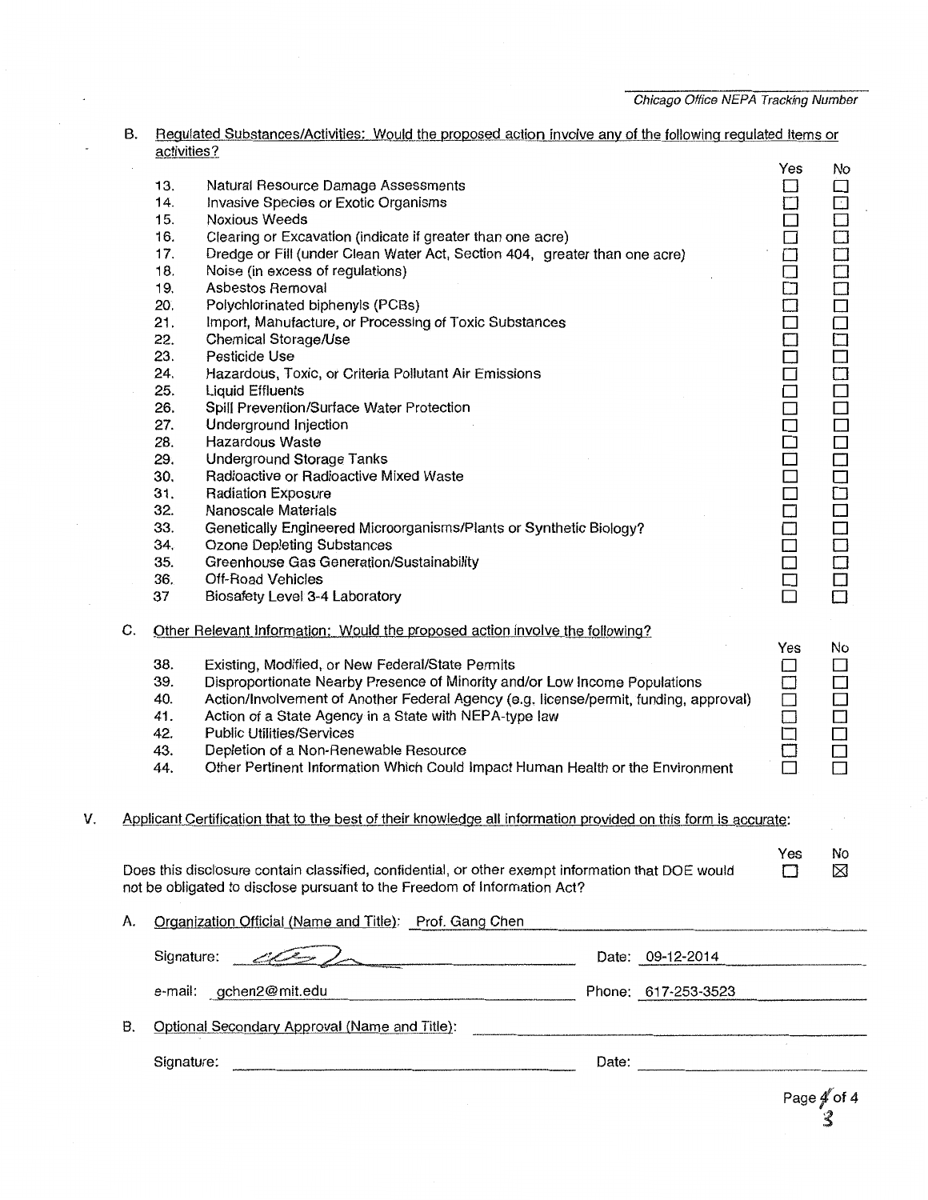*Chicago Office NEPA Tracking Number*

B. Regulated Substances/Activities: Would the proposed action involve any of the following regulated items or activities?

| | | Yes | No |
|---|---|---|---|
| 13. | Natural Resource Damage Assessments | ☐ | ☐ |
| 14. | Invasive Species or Exotic Organisms | ☐ | ☐ |
| 15. | Noxious Weeds | ☐ | ☐ |
| 16. | Clearing or Excavation (indicate if greater than one acre) | ☐ | ☐ |
| 17. | Dredge or Fill (under Clean Water Act, Section 404, greater than one acre) | ☐ | ☐ |
| 18. | Noise (in excess of regulations) | ☐ | ☐ |
| 19. | Asbestos Removal | ☐ | ☐ |
| 20. | Polychlorinated biphenyls (PCBs) | ☐ | ☐ |
| 21. | Import, Manufacture, or Processing of Toxic Substances | ☐ | ☐ |
| 22. | Chemical Storage/Use | ☐ | ☐ |
| 23. | Pesticide Use | ☐ | ☐ |
| 24. | Hazardous, Toxic, or Criteria Pollutant Air Emissions | ☐ | ☐ |
| 25. | Liquid Effluents | ☐ | ☐ |
| 26. | Spill Prevention/Surface Water Protection | ☐ | ☐ |
| 27. | Underground Injection | ☐ | ☐ |
| 28. | Hazardous Waste | ☐ | ☐ |
| 29. | Underground Storage Tanks | ☐ | ☐ |
| 30. | Radioactive or Radioactive Mixed Waste | ☐ | ☐ |
| 31. | Radiation Exposure | ☐ | ☐ |
| 32. | Nanoscale Materials | ☐ | ☐ |
| 33. | Genetically Engineered Microorganisms/Plants or Synthetic Biology? | ☐ | ☐ |
| 34. | Ozone Depleting Substances | ☐ | ☐ |
| 35. | Greenhouse Gas Generation/Sustainability | ☐ | ☐ |
| 36. | Off-Road Vehicles | ☐ | ☐ |
| 37 | Biosafety Level 3-4 Laboratory | ☐ | ☐ |

C. Other Relevant Information: Would the proposed action involve the following?

| | | Yes | No |
|---|---|---|---|
| 38. | Existing, Modified, or New Federal/State Permits | ☐ | ☐ |
| 39. | Disproportionate Nearby Presence of Minority and/or Low Income Populations | ☐ | ☐ |
| 40. | Action/Involvement of Another Federal Agency (e.g. license/permit, funding, approval) | ☐ | ☐ |
| 41. | Action of a State Agency in a State with NEPA-type law | ☐ | ☐ |
| 42. | Public Utilities/Services | ☐ | ☐ |
| 43. | Depletion of a Non-Renewable Resource | ☐ | ☐ |
| 44. | Other Pertinent Information Which Could Impact Human Health or the Environment | ☐ | ☐ |

V. Applicant Certification that to the best of their knowledge all information provided on this form is accurate:

| | Yes | No |
|---|---|---|
| Does this disclosure contain classified, confidential, or other exempt information that DOE would not be obligated to disclose pursuant to the Freedom of Information Act? | ☐ | ☒ |

A. Organization Official (Name and Title): Prof. Gang Chen

Signature: [signature] Date: 09-12-2014

e-mail: gchen2@mit.edu Phone: 617-253-3523

B. Optional Secondary Approval (Name and Title): ______________________

Signature: ______________________ Date: ______________________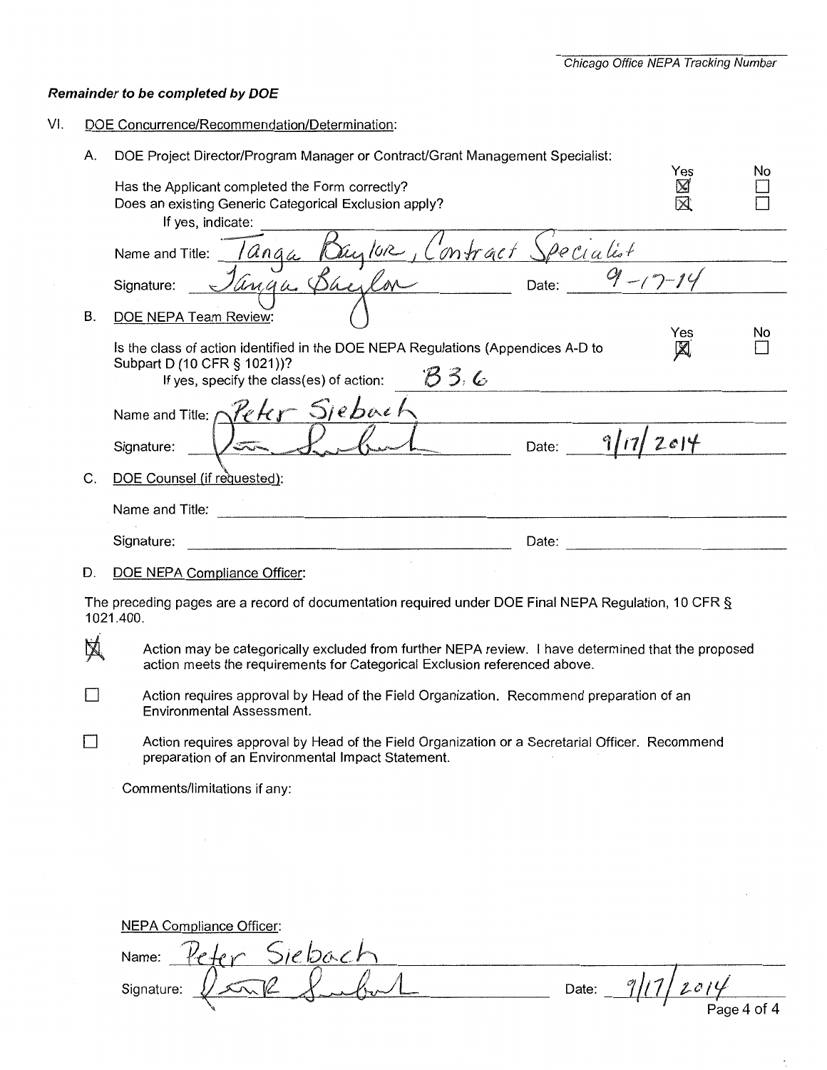Chicago Office NEPA Tracking Number

***Remainder to be completed by DOE***

VI. DOE Concurrence/Recommendation/Determination:

A. DOE Project Director/Program Manager or Contract/Grant Management Specialist:

| | Yes | No |
|---|---|---|
| Has the Applicant completed the Form correctly? | ☒ | ☐ |
| Does an existing Generic Categorical Exclusion apply? | ☒ | ☐ |

If yes, indicate:

Name and Title: Tanga Baylor, Contract Specialist

Signature: Tanga Baylor Date: 9-17-14

B. DOE NEPA Team Review:

| | Yes | No |
|---|---|---|
| Is the class of action identified in the DOE NEPA Regulations (Appendices A-D to Subpart D (10 CFR § 1021))? | ☒ | ☐ |

If yes, specify the class(es) of action: B3.6

Name and Title: Peter Siebach

Signature: [signature] Date: 9/17/2014

C. DOE Counsel (if requested):

Name and Title:

Signature: Date:

D. DOE NEPA Compliance Officer:

The preceding pages are a record of documentation required under DOE Final NEPA Regulation, 10 CFR § 1021.400.

☒ Action may be categorically excluded from further NEPA review. I have determined that the proposed action meets the requirements for Categorical Exclusion referenced above.

☐ Action requires approval by Head of the Field Organization. Recommend preparation of an Environmental Assessment.

☐ Action requires approval by Head of the Field Organization or a Secretarial Officer. Recommend preparation of an Environmental Impact Statement.

Comments/limitations if any:

NEPA Compliance Officer:

Name: Peter Siebach

Signature: [signature] Date: 9/17/2014